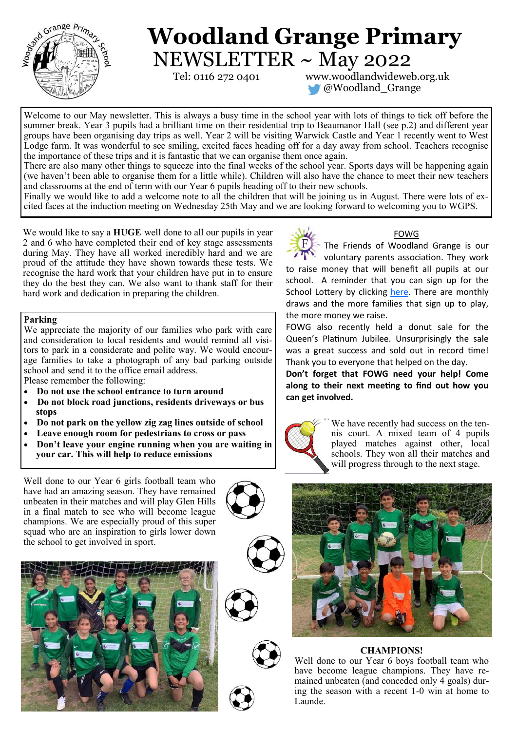# Woodland Grange Primary

## NEWSLETTER ~ May 2022

Tel: 0116 272 0401

www.woodlandwideweb.org.uk

@Woodland_Grange

Welcome to our May newsletter. This is always a busy time in the school year with lots of things to tick off before the summer break. Year 3 pupils had a brilliant time on their residential trip to Beaumanor Hall (see p.2) and different year groups have been organising day trips as well. Year 2 will be visiting Warwick Castle and Year 1 recently went to West Lodge farm. It was wonderful to see smiling, excited faces heading off for a day away from school. Teachers recognise the importance of these trips and it is fantastic that we can organise them once again.

There are also many other things to squeeze into the final weeks of the school year. Sports days will be happening again (we haven't been able to organise them for a little while). Children will also have the chance to meet their new teachers and classrooms at the end of term with our Year 6 pupils heading off to their new schools.

Finally we would like to add a welcome note to all the children that will be joining us in August. There were lots of excited faces at the induction meeting on Wednesday 25th May and we are looking forward to welcoming you to WGPS.

We would like to say a **HUGE** well done to all our pupils in year 2 and 6 who have completed their end of key stage assessments during May. They have all worked incredibly hard and we are proud of the attitude they have shown towards these tests. We recognise the hard work that your children have put in to ensure they do the best they can. We also want to thank staff for their hard work and dedication in preparing the children.

**Parking**

We appreciate the majority of our families who park with care and consideration to local residents and would remind all visitors to park in a considerate and polite way. We would encourage families to take a photograph of any bad parking outside school and send it to the office email address.

Please remember the following:

- **Do not use the school entrance to turn around**
- **Do not block road junctions, residents driveways or bus stops**
- **Do not park on the yellow zig zag lines outside of school**
- **Leave enough room for pedestrians to cross or pass**
- **Don't leave your engine running when you are waiting in your car. This will help to reduce emissions**

Well done to our Year 6 girls football team who have had an amazing season. They have remained unbeaten in their matches and will play Glen Hills in a final match to see who will become league champions. We are especially proud of this super squad who are an inspiration to girls lower down the school to get involved in sport.

**FOWG**

The Friends of Woodland Grange is our voluntary parents association. They work to raise money that will benefit all pupils at our school. A reminder that you can sign up for the School Lottery by clicking here. There are monthly draws and the more families that sign up to play, the more money we raise.

FOWG also recently held a donut sale for the Queen's Platinum Jubilee. Unsurprisingly the sale was a great success and sold out in record time! Thank you to everyone that helped on the day.

**Don't forget that FOWG need your help! Come along to their next meeting to find out how you can get involved.**

We have recently had success on the tennis court. A mixed team of 4 pupils played matches against other, local schools. They won all their matches and will progress through to the next stage.

**CHAMPIONS!**

Well done to our Year 6 boys football team who have become league champions. They have remained unbeaten (and conceded only 4 goals) during the season with a recent 1-0 win at home to Launde.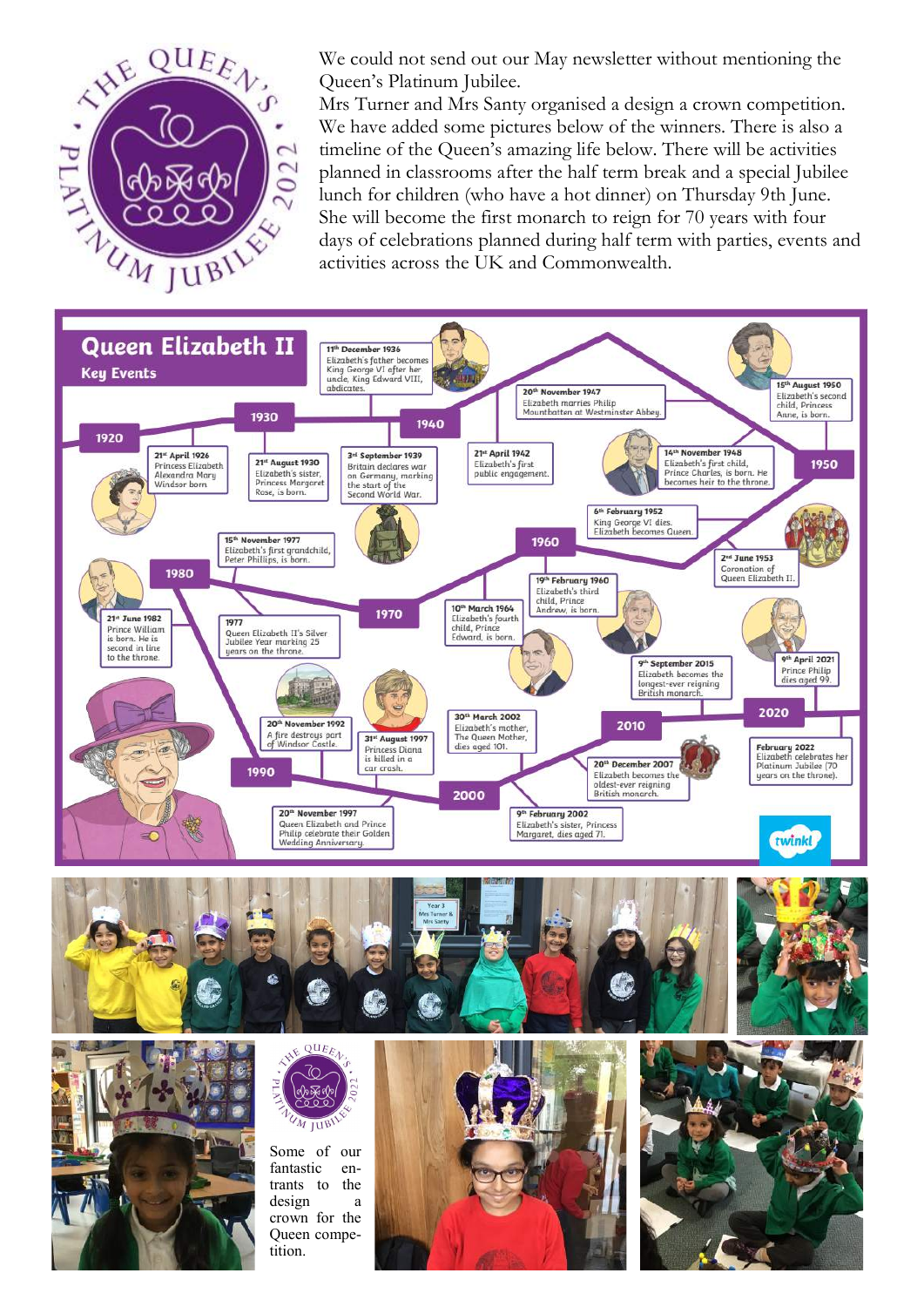We could not send out our May newsletter without mentioning the Queen's Platinum Jubilee.

Mrs Turner and Mrs Santy organised a design a crown competition. We have added some pictures below of the winners. There is also a timeline of the Queen's amazing life below. There will be activities planned in classrooms after the half term break and a special Jubilee lunch for children (who have a hot dinner) on Thursday 9th June. She will become the first monarch to reign for 70 years with four days of celebrations planned during half term with parties, events and activities across the UK and Commonwealth.

## Queen Elizabeth II

### Key Events

**1920**

- **21st April 1926** Princess Elizabeth Alexandra Mary Windsor born.

**1930**

- **21st August 1930** Elizabeth's sister, Princess Margaret Rose, is born.
- **11th December 1936** Elizabeth's father becomes King George VI after her uncle, King Edward VIII, abdicates.
- **3rd September 1939** Britain declares war on Germany, marking the start of the Second World War.

**1940**

- **21st April 1942** Elizabeth's first public engagement.
- **20th November 1947** Elizabeth marries Philip Mountbatten at Westminster Abbey.
- **14th November 1948** Elizabeth's first child, Prince Charles, is born. He becomes heir to the throne.

**1950**

- **15th August 1950** Elizabeth's second child, Princess Anne, is born.
- **6th February 1952** King George VI dies. Elizabeth becomes Queen.
- **2nd June 1953** Coronation of Queen Elizabeth II.

**1960**

- **19th February 1960** Elizabeth's third child, Prince Andrew, is born.
- **10th March 1964** Elizabeth's fourth child, Prince Edward, is born.

**1970**

- **1977** Queen Elizabeth II's Silver Jubilee Year marking 25 years on the throne.
- **15th November 1977** Elizabeth's first grandchild, Peter Phillips, is born.

**1980**

- **21st June 1982** Prince William is born. He is second in line to the throne.

**1990**

- **20th November 1992** A fire destroys part of Windsor Castle.
- **31st August 1997** Princess Diana is killed in a car crash.
- **20th November 1997** Queen Elizabeth and Prince Philip celebrate their Golden Wedding Anniversary.

**2000**

- **9th February 2002** Elizabeth's sister, Princess Margaret, dies aged 71.
- **30th March 2002** Elizabeth's mother, The Queen Mother, dies aged 101.
- **20th December 2007** Elizabeth becomes the oldest-ever reigning British monarch.

**2010**

- **9th September 2015** Elizabeth becomes the longest-ever reigning British monarch.

**2020**

- **9th April 2021** Prince Philip dies aged 99.
- **February 2022** Elizabeth celebrates her Platinum Jubilee (70 years on the throne).

Some of our fantastic entrants to the design a crown for the Queen competition.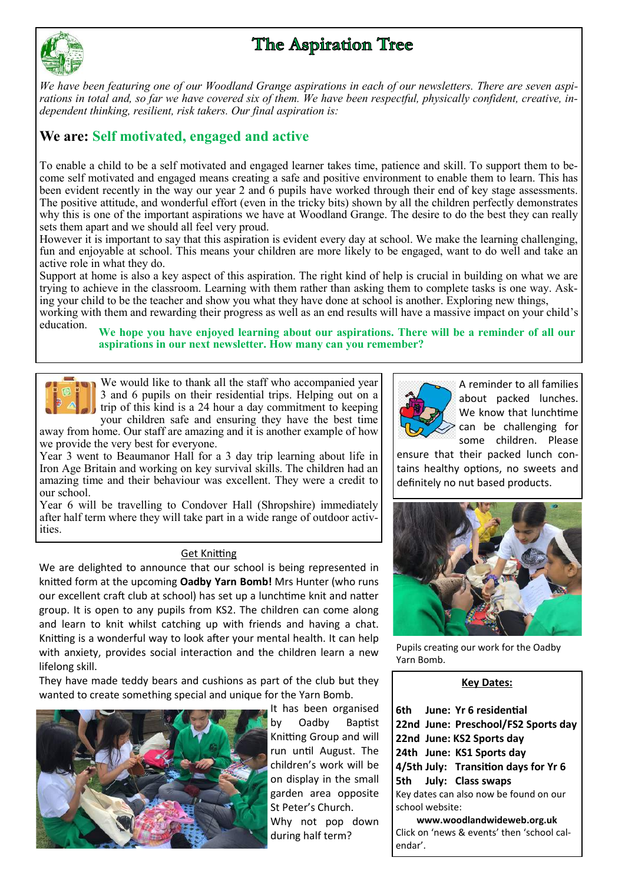# The Aspiration Tree

*We have been featuring one of our Woodland Grange aspirations in each of our newsletters. There are seven aspirations in total and, so far we have covered six of them. We have been respectful, physically confident, creative, independent thinking, resilient, risk takers. Our final aspiration is:*

## We are: Self motivated, engaged and active

To enable a child to be a self motivated and engaged learner takes time, patience and skill. To support them to become self motivated and engaged means creating a safe and positive environment to enable them to learn. This has been evident recently in the way our year 2 and 6 pupils have worked through their end of key stage assessments. The positive attitude, and wonderful effort (even in the tricky bits) shown by all the children perfectly demonstrates why this is one of the important aspirations we have at Woodland Grange. The desire to do the best they can really sets them apart and we should all feel very proud.

However it is important to say that this aspiration is evident every day at school. We make the learning challenging, fun and enjoyable at school. This means your children are more likely to be engaged, want to do well and take an active role in what they do.

Support at home is also a key aspect of this aspiration. The right kind of help is crucial in building on what we are trying to achieve in the classroom. Learning with them rather than asking them to complete tasks is one way. Asking your child to be the teacher and show you what they have done at school is another. Exploring new things, working with them and rewarding their progress as well as an end results will have a massive impact on your child's education.

**We hope you have enjoyed learning about our aspirations. There will be a reminder of all our aspirations in our next newsletter. How many can you remember?**

We would like to thank all the staff who accompanied year 3 and 6 pupils on their residential trips. Helping out on a trip of this kind is a 24 hour a day commitment to keeping your children safe and ensuring they have the best time away from home. Our staff are amazing and it is another example of how we provide the very best for everyone.

Year 3 went to Beaumanor Hall for a 3 day trip learning about life in Iron Age Britain and working on key survival skills. The children had an amazing time and their behaviour was excellent. They were a credit to our school.

Year 6 will be travelling to Condover Hall (Shropshire) immediately after half term where they will take part in a wide range of outdoor activities.

A reminder to all families about packed lunches. We know that lunchtime can be challenging for some children. Please ensure that their packed lunch contains healthy options, no sweets and definitely no nut based products.

### Get Knitting

We are delighted to announce that our school is being represented in knitted form at the upcoming **Oadby Yarn Bomb!** Mrs Hunter (who runs our excellent craft club at school) has set up a lunchtime knit and natter group. It is open to any pupils from KS2. The children can come along and learn to knit whilst catching up with friends and having a chat. Knitting is a wonderful way to look after your mental health. It can help with anxiety, provides social interaction and the children learn a new lifelong skill.

They have made teddy bears and cushions as part of the club but they wanted to create something special and unique for the Yarn Bomb.

It has been organised by Oadby Baptist Knitting Group and will run until August. The children's work will be on display in the small garden area opposite St Peter's Church.

Why not pop down during half term?

Pupils creating our work for the Oadby Yarn Bomb.

### Key Dates:

**6th June: Yr 6 residential**
**22nd June: Preschool/FS2 Sports day**
**22nd June: KS2 Sports day**
**24th June: KS1 Sports day**
**4/5th July: Transition days for Yr 6**
**5th July: Class swaps**

Key dates can also now be found on our school website:

**www.woodlandwideweb.org.uk**

Click on 'news & events' then 'school calendar'.